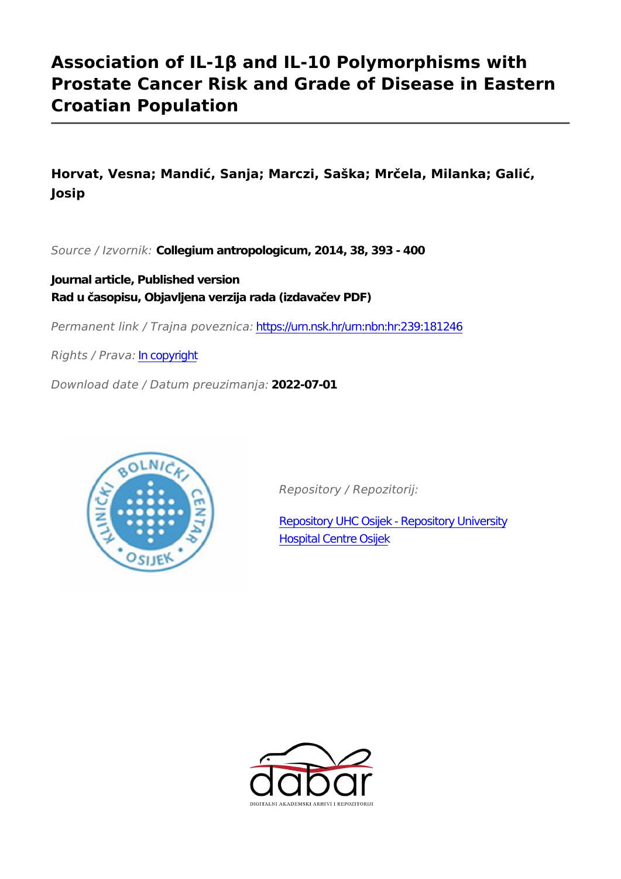# Association of IL-1β and IL-10 Polymorphisms with Prostate Cancer Risk and Grade of Disease in Eastern Croatian Population

**Horvat, Vesna; Mandić, Sanja; Marczi, Saška; Mrčela, Milanka; Galić, Josip**

*Source / Izvornik:* **Collegium antropologicum, 2014, 38, 393 - 400**

**Journal article, Published version**
**Rad u časopisu, Objavljena verzija rada (izdavačev PDF)**

*Permanent link / Trajna poveznica:* https://urn.nsk.hr/urn:nbn:hr:239:181246

*Rights / Prava:* In copyright

*Download date / Datum preuzimanja:* **2022-07-01**

*Repository / Repozitorij:*

Repository UHC Osijek - Repository University Hospital Centre Osijek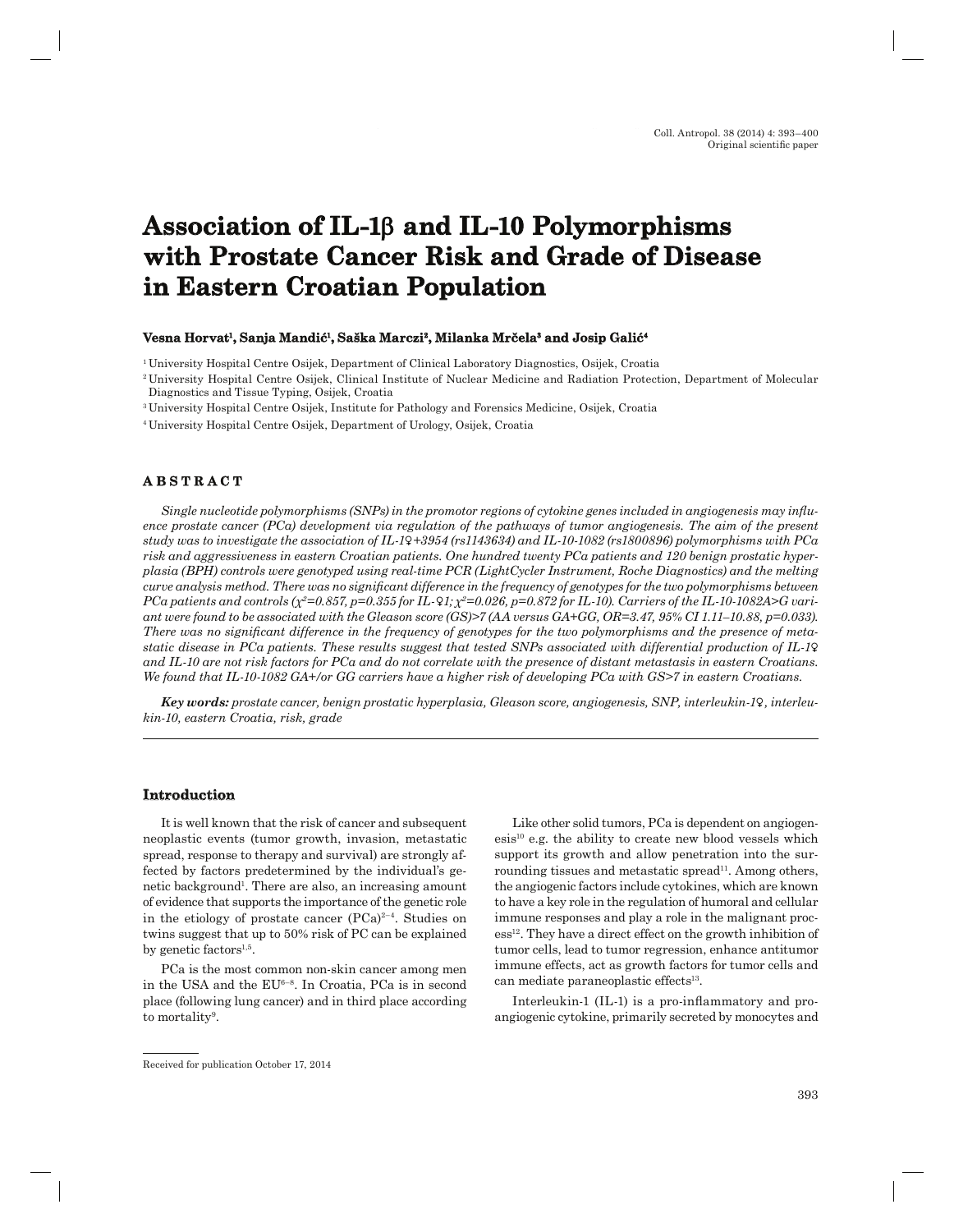# Association of IL-1β and IL-10 Polymorphisms with Prostate Cancer Risk and Grade of Disease in Eastern Croatian Population

**Vesna Horvat[1], Sanja Mandić[1], Saška Marczi[2], Milanka Mrčela[3] and Josip Galić[4]**

[1] University Hospital Centre Osijek, Department of Clinical Laboratory Diagnostics, Osijek, Croatia

[2] University Hospital Centre Osijek, Clinical Institute of Nuclear Medicine and Radiation Protection, Department of Molecular Diagnostics and Tissue Typing, Osijek, Croatia

[3] University Hospital Centre Osijek, Institute for Pathology and Forensics Medicine, Osijek, Croatia

[4] University Hospital Centre Osijek, Department of Urology, Osijek, Croatia

## ABSTRACT

*Single nucleotide polymorphisms (SNPs) in the promotor regions of cytokine genes included in angiogenesis may influence prostate cancer (PCa) development via regulation of the pathways of tumor angiogenesis. The aim of the present study was to investigate the association of IL-1♀+3954 (rs1143634) and IL-10-1082 (rs1800896) polymorphisms with PCa risk and aggressiveness in eastern Croatian patients. One hundred twenty PCa patients and 120 benign prostatic hyperplasia (BPH) controls were genotyped using real-time PCR (LightCycler Instrument, Roche Diagnostics) and the melting curve analysis method. There was no significant difference in the frequency of genotypes for the two polymorphisms between PCa patients and controls ($\chi^2$=0.857, p=0.355 for IL-♀1; $\chi^2$=0.026, p=0.872 for IL-10). Carriers of the IL-10-1082A>G variant were found to be associated with the Gleason score (GS)>7 (AA versus GA+GG, OR=3.47, 95% CI 1.11–10.88, p=0.033). There was no significant difference in the frequency of genotypes for the two polymorphisms and the presence of metastatic disease in PCa patients. These results suggest that tested SNPs associated with differential production of IL-1♀ and IL-10 are not risk factors for PCa and do not correlate with the presence of distant metastasis in eastern Croatians. We found that IL-10-1082 GA+/or GG carriers have a higher risk of developing PCa with GS>7 in eastern Croatians.*

***Key words:*** *prostate cancer, benign prostatic hyperplasia, Gleason score, angiogenesis, SNP, interleukin-1♀, interleukin-10, eastern Croatia, risk, grade*

## Introduction

It is well known that the risk of cancer and subsequent neoplastic events (tumor growth, invasion, metastatic spread, response to therapy and survival) are strongly affected by factors predetermined by the individual's genetic background[1]. There are also, an increasing amount of evidence that supports the importance of the genetic role in the etiology of prostate cancer (PCa)[2–4]. Studies on twins suggest that up to 50% risk of PC can be explained by genetic factors[1,5].

PCa is the most common non-skin cancer among men in the USA and the EU[6–8]. In Croatia, PCa is in second place (following lung cancer) and in third place according to mortality[9].

Like other solid tumors, PCa is dependent on angiogenesis[10] e.g. the ability to create new blood vessels which support its growth and allow penetration into the surrounding tissues and metastatic spread[11]. Among others, the angiogenic factors include cytokines, which are known to have a key role in the regulation of humoral and cellular immune responses and play a role in the malignant process[12]. They have a direct effect on the growth inhibition of tumor cells, lead to tumor regression, enhance antitumor immune effects, act as growth factors for tumor cells and can mediate paraneoplastic effects[13].

Interleukin-1 (IL-1) is a pro-inflammatory and pro-angiogenic cytokine, primarily secreted by monocytes and

Received for publication October 17, 2014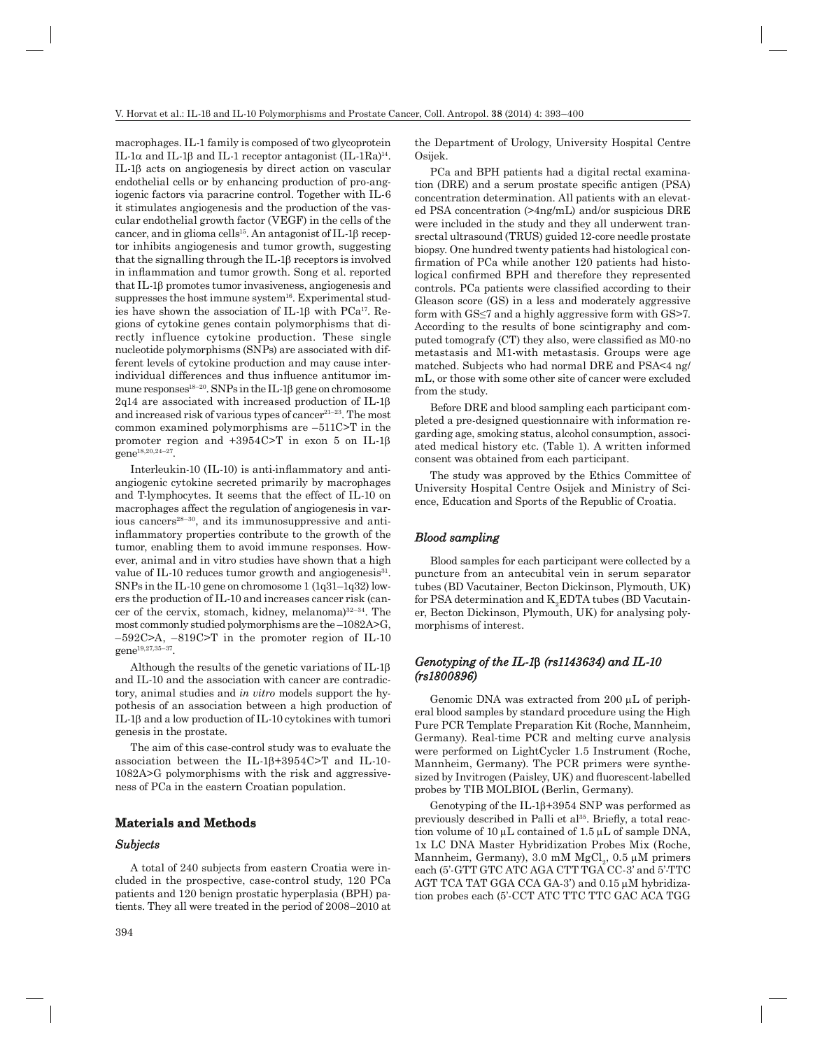macrophages. IL-1 family is composed of two glycoprotein IL-1α and IL-1β and IL-1 receptor antagonist (IL-1Ra)[14]. IL-1β acts on angiogenesis by direct action on vascular endothelial cells or by enhancing production of pro-angiogenic factors via paracrine control. Together with IL-6 it stimulates angiogenesis and the production of the vascular endothelial growth factor (VEGF) in the cells of the cancer, and in glioma cells[15]. An antagonist of IL-1β receptor inhibits angiogenesis and tumor growth, suggesting that the signalling through the IL-1β receptors is involved in inflammation and tumor growth. Song et al. reported that IL-1β promotes tumor invasiveness, angiogenesis and suppresses the host immune system[16]. Experimental studies have shown the association of IL-1β with PCa[17]. Regions of cytokine genes contain polymorphisms that directly influence cytokine production. These single nucleotide polymorphisms (SNPs) are associated with different levels of cytokine production and may cause interindividual differences and thus influence antitumor immune responses[18–20]. SNPs in the IL-1β gene on chromosome 2q14 are associated with increased production of IL-1β and increased risk of various types of cancer[21–23]. The most common examined polymorphisms are –511C>T in the promoter region and +3954C>T in exon 5 on IL-1β gene[18,20,24–27].

Interleukin-10 (IL-10) is anti-inflammatory and anti-angiogenic cytokine secreted primarily by macrophages and T-lymphocytes. It seems that the effect of IL-10 on macrophages affect the regulation of angiogenesis in various cancers[28–30], and its immunosuppressive and anti-inflammatory properties contribute to the growth of the tumor, enabling them to avoid immune responses. However, animal and in vitro studies have shown that a high value of IL-10 reduces tumor growth and angiogenesis[31]. SNPs in the IL-10 gene on chromosome 1 (1q31–1q32) lowers the production of IL-10 and increases cancer risk (cancer of the cervix, stomach, kidney, melanoma)[32–34]. The most commonly studied polymorphisms are the –1082A>G, –592C>A, –819C>T in the promoter region of IL-10 gene[19,27,35–37].

Although the results of the genetic variations of IL-1β and IL-10 and the association with cancer are contradictory, animal studies and *in vitro* models support the hypothesis of an association between a high production of IL-1β and a low production of IL-10 cytokines with tumori genesis in the prostate.

The aim of this case-control study was to evaluate the association between the IL-1β+3954C>T and IL-10-1082A>G polymorphisms with the risk and aggressiveness of PCa in the eastern Croatian population.

## Materials and Methods

### *Subjects*

A total of 240 subjects from eastern Croatia were included in the prospective, case-control study, 120 PCa patients and 120 benign prostatic hyperplasia (BPH) patients. They all were treated in the period of 2008–2010 at the Department of Urology, University Hospital Centre Osijek.

PCa and BPH patients had a digital rectal examination (DRE) and a serum prostate specific antigen (PSA) concentration determination. All patients with an elevated PSA concentration (>4ng/mL) and/or suspicious DRE were included in the study and they all underwent transrectal ultrasound (TRUS) guided 12-core needle prostate biopsy. One hundred twenty patients had histological confirmation of PCa while another 120 patients had histological confirmed BPH and therefore they represented controls. PCa patients were classified according to their Gleason score (GS) in a less and moderately aggressive form with GS≤7 and a highly aggressive form with GS>7. According to the results of bone scintigraphy and computed tomografy (CT) they also, were classified as M0-no metastasis and M1-with metastasis. Groups were age matched. Subjects who had normal DRE and PSA<4 ng/mL, or those with some other site of cancer were excluded from the study.

Before DRE and blood sampling each participant completed a pre-designed questionnaire with information regarding age, smoking status, alcohol consumption, associated medical history etc. (Table 1). A written informed consent was obtained from each participant.

The study was approved by the Ethics Committee of University Hospital Centre Osijek and Ministry of Science, Education and Sports of the Republic of Croatia.

### *Blood sampling*

Blood samples for each participant were collected by a puncture from an antecubital vein in serum separator tubes (BD Vacutainer, Becton Dickinson, Plymouth, UK) for PSA determination and $K_2$EDTA tubes (BD Vacutainer, Becton Dickinson, Plymouth, UK) for analysing polymorphisms of interest.

### *Genotyping of the IL-1β (rs1143634) and IL-10 (rs1800896)*

Genomic DNA was extracted from 200 μL of peripheral blood samples by standard procedure using the High Pure PCR Template Preparation Kit (Roche, Mannheim, Germany). Real-time PCR and melting curve analysis were performed on LightCycler 1.5 Instrument (Roche, Mannheim, Germany). The PCR primers were synthesized by Invitrogen (Paisley, UK) and fluorescent-labelled probes by TIB MOLBIOL (Berlin, Germany).

Genotyping of the IL-1β+3954 SNP was performed as previously described in Palli et al[35]. Briefly, a total reaction volume of 10 μL contained of 1.5 μL of sample DNA, 1x LC DNA Master Hybridization Probes Mix (Roche, Mannheim, Germany), 3.0 mM $MgCl_2$, 0.5 μM primers each (5'-GTT GTC ATC AGA CTT TGA CC-3' and 5'-TTC AGT TCA TAT GGA CCA GA-3') and 0.15 μM hybridization probes each (5'-CCT ATC TTC TTC GAC ACA TGG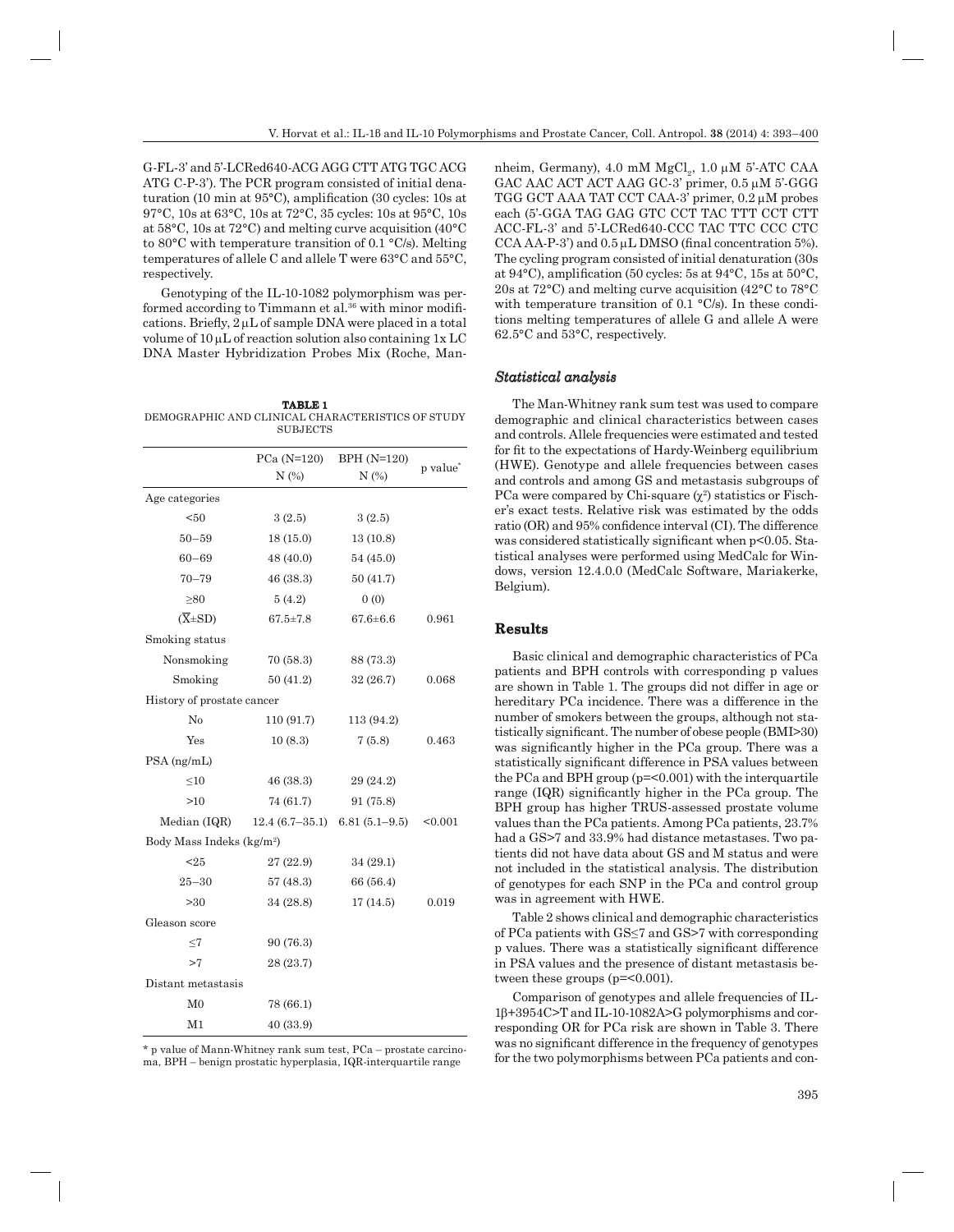G-FL-3' and 5'-LCRed640-ACG AGG CTT ATG TGC ACG ATG C-P-3'). The PCR program consisted of initial denaturation (10 min at 95°C), amplification (30 cycles: 10s at 97°C, 10s at 63°C, 10s at 72°C, 35 cycles: 10s at 95°C, 10s at 58°C, 10s at 72°C) and melting curve acquisition (40°C to 80°C with temperature transition of 0.1 °C/s). Melting temperatures of allele C and allele T were 63°C and 55°C, respectively.

Genotyping of the IL-10-1082 polymorphism was performed according to Timmann et al.[36] with minor modifications. Briefly, 2 μL of sample DNA were placed in a total volume of 10 μL of reaction solution also containing 1x LC DNA Master Hybridization Probes Mix (Roche, Mannheim, Germany), 4.0 mM $MgCl_2$, 1.0 μM 5'-ATC CAA GAC AAC ACT ACT AAG GC-3' primer, 0.5 μM 5'-GGG TGG GCT AAA TAT CCT CAA-3' primer, 0.2 μM probes each (5'-GGA TAG GAG GTC CCT TAC TTT CCT CTT ACC-FL-3' and 5'-LCRed640-CCC TAC TTC CCC CTC CCA AA-P-3') and 0.5 μL DMSO (final concentration 5%). The cycling program consisted of initial denaturation (30s at 94°C), amplification (50 cycles: 5s at 94°C, 15s at 50°C, 20s at 72°C) and melting curve acquisition (42°C to 78°C with temperature transition of 0.1 °C/s). In these conditions melting temperatures of allele G and allele A were 62.5°C and 53°C, respectively.

**TABLE 1**
DEMOGRAPHIC AND CLINICAL CHARACTERISTICS OF STUDY SUBJECTS

| | PCa (N=120) N (%) | BPH (N=120) N (%) | p value* |
|---|---|---|---|
| Age categories | | | |
| <50 | 3 (2.5) | 3 (2.5) | |
| 50–59 | 18 (15.0) | 13 (10.8) | |
| 60–69 | 48 (40.0) | 54 (45.0) | |
| 70–79 | 46 (38.3) | 50 (41.7) | |
| ≥80 | 5 (4.2) | 0 (0) | |
| ($\overline{X}$±SD) | 67.5±7.8 | 67.6±6.6 | 0.961 |
| Smoking status | | | |
| Nonsmoking | 70 (58.3) | 88 (73.3) | |
| Smoking | 50 (41.2) | 32 (26.7) | 0.068 |
| History of prostate cancer | | | |
| No | 110 (91.7) | 113 (94.2) | |
| Yes | 10 (8.3) | 7 (5.8) | 0.463 |
| PSA (ng/mL) | | | |
| ≤10 | 46 (38.3) | 29 (24.2) | |
| >10 | 74 (61.7) | 91 (75.8) | |
| Median (IQR) | 12.4 (6.7–35.1) | 6.81 (5.1–9.5) | <0.001 |
| Body Mass Indeks (kg/m$^2$) | | | |
| <25 | 27 (22.9) | 34 (29.1) | |
| 25–30 | 57 (48.3) | 66 (56.4) | |
| >30 | 34 (28.8) | 17 (14.5) | 0.019 |
| Gleason score | | | |
| ≤7 | 90 (76.3) | | |
| >7 | 28 (23.7) | | |
| Distant metastasis | | | |
| M0 | 78 (66.1) | | |
| M1 | 40 (33.9) | | |

\* p value of Mann-Whitney rank sum test, PCa – prostate carcinoma, BPH – benign prostatic hyperplasia, IQR-interquartile range

### *Statistical analysis*

The Man-Whitney rank sum test was used to compare demographic and clinical characteristics between cases and controls. Allele frequencies were estimated and tested for fit to the expectations of Hardy-Weinberg equilibrium (HWE). Genotype and allele frequencies between cases and controls and among GS and metastasis subgroups of PCa were compared by Chi-square ($\chi^2$) statistics or Fischer's exact tests. Relative risk was estimated by the odds ratio (OR) and 95% confidence interval (CI). The difference was considered statistically significant when $p<0.05$. Statistical analyses were performed using MedCalc for Windows, version 12.4.0.0 (MedCalc Software, Mariakerke, Belgium).

## Results

Basic clinical and demographic characteristics of PCa patients and BPH controls with corresponding p values are shown in Table 1. The groups did not differ in age or hereditary PCa incidence. There was a difference in the number of smokers between the groups, although not statistically significant. The number of obese people (BMI>30) was significantly higher in the PCa group. There was a statistically significant difference in PSA values between the PCa and BPH group (p=<0.001) with the interquartile range (IQR) significantly higher in the PCa group. The BPH group has higher TRUS-assessed prostate volume values than the PCa patients. Among PCa patients, 23.7% had a GS>7 and 33.9% had distance metastases. Two patients did not have data about GS and M status and were not included in the statistical analysis. The distribution of genotypes for each SNP in the PCa and control group was in agreement with HWE.

Table 2 shows clinical and demographic characteristics of PCa patients with GS≤7 and GS>7 with corresponding p values. There was a statistically significant difference in PSA values and the presence of distant metastasis between these groups (p=<0.001).

Comparison of genotypes and allele frequencies of IL-1β+3954C>T and IL-10-1082A>G polymorphisms and corresponding OR for PCa risk are shown in Table 3. There was no significant difference in the frequency of genotypes for the two polymorphisms between PCa patients and con-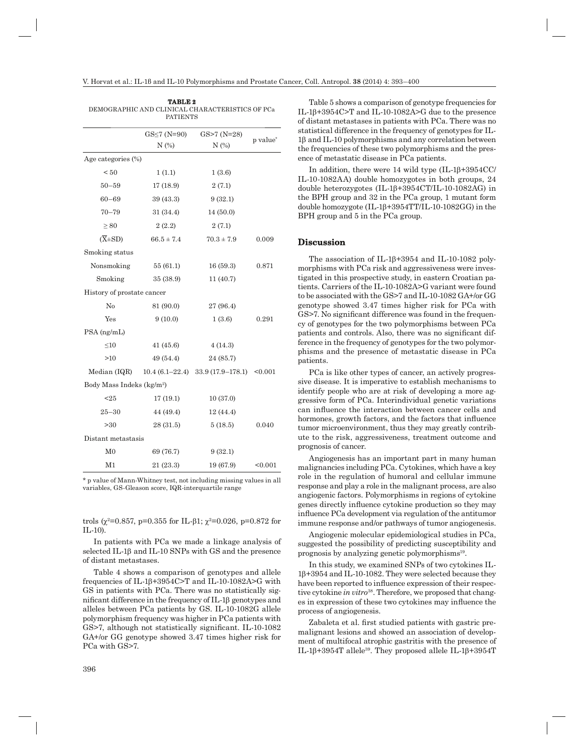**TABLE 2**
DEMOGRAPHIC AND CLINICAL CHARACTERISTICS OF PCa PATIENTS

| | GS≤7 (N=90) N (%) | GS>7 (N=28) N (%) | p value* |
|---|---|---|---|
| Age categories (%) | | | |
| < 50 | 1 (1.1) | 1 (3.6) | |
| 50–59 | 17 (18.9) | 2 (7.1) | |
| 60–69 | 39 (43.3) | 9 (32.1) | |
| 70–79 | 31 (34.4) | 14 (50.0) | |
| ≥ 80 | 2 (2.2) | 2 (7.1) | |
| ($\overline{X}$±SD) | 66.5 ± 7.4 | 70.3 ± 7.9 | 0.009 |
| Smoking status | | | |
| Nonsmoking | 55 (61.1) | 16 (59.3) | 0.871 |
| Smoking | 35 (38.9) | 11 (40.7) | |
| History of prostate cancer | | | |
| No | 81 (90.0) | 27 (96.4) | |
| Yes | 9 (10.0) | 1 (3.6) | 0.291 |
| PSA (ng/mL) | | | |
| ≤10 | 41 (45.6) | 4 (14.3) | |
| >10 | 49 (54.4) | 24 (85.7) | |
| Median (IQR) | 10.4 (6.1–22.4) | 33.9 (17.9–178.1) | <0.001 |
| Body Mass Indeks (kg/m$^2$) | | | |
| <25 | 17 (19.1) | 10 (37.0) | |
| 25–30 | 44 (49.4) | 12 (44.4) | |
| >30 | 28 (31.5) | 5 (18.5) | 0.040 |
| Distant metastasis | | | |
| M0 | 69 (76.7) | 9 (32.1) | |
| M1 | 21 (23.3) | 19 (67.9) | <0.001 |

* p value of Mann-Whitney test, not including missing values in all variables, GS-Gleason score, IQR-interquartile range

trols ($\chi^2$=0.857, p=0.355 for IL-β1; $\chi^2$=0.026, p=0.872 for IL-10).

In patients with PCa we made a linkage analysis of selected IL-1β and IL-10 SNPs with GS and the presence of distant metastases.

Table 4 shows a comparison of genotypes and allele frequencies of IL-1β+3954C>T and IL-10-1082A>G with GS in patients with PCa. There was no statistically significant difference in the frequency of IL-1β genotypes and alleles between PCa patients by GS. IL-10-1082G allele polymorphism frequency was higher in PCa patients with GS>7, although not statistically significant. IL-10-1082 GA+/or GG genotype showed 3.47 times higher risk for PCa with GS>7.

Table 5 shows a comparison of genotype frequencies for IL-1β+3954C>T and IL-10-1082A>G due to the presence of distant metastases in patients with PCa. There was no statistical difference in the frequency of genotypes for IL-1β and IL-10 polymorphisms and any correlation between the frequencies of these two polymorphisms and the presence of metastatic disease in PCa patients.

In addition, there were 14 wild type (IL-1β+3954CC/IL-10-1082AA) double homozygotes in both groups, 24 double heterozygotes (IL-1β+3954CT/IL-10-1082AG) in the BPH group and 32 in the PCa group, 1 mutant form double homozygote (IL-1β+3954TT/IL-10-1082GG) in the BPH group and 5 in the PCa group.

## Discussion

The association of IL-1β+3954 and IL-10-1082 polymorphisms with PCa risk and aggressiveness were investigated in this prospective study, in eastern Croatian patients. Carriers of the IL-10-1082A>G variant were found to be associated with the GS>7 and IL-10-1082 GA+/or GG genotype showed 3.47 times higher risk for PCa with GS>7. No significant difference was found in the frequency of genotypes for the two polymorphisms between PCa patients and controls. Also, there was no significant difference in the frequency of genotypes for the two polymorphisms and the presence of metastatic disease in PCa patients.

PCa is like other types of cancer, an actively progressive disease. It is imperative to establish mechanisms to identify people who are at risk of developing a more aggressive form of PCa. Interindividual genetic variations can influence the interaction between cancer cells and hormones, growth factors, and the factors that influence tumor microenvironment, thus they may greatly contribute to the risk, aggressiveness, treatment outcome and prognosis of cancer.

Angiogenesis has an important part in many human malignancies including PCa. Cytokines, which have a key role in the regulation of humoral and cellular immune response and play a role in the malignant process, are also angiogenic factors. Polymorphisms in regions of cytokine genes directly influence cytokine production so they may influence PCa development via regulation of the antitumor immune response and/or pathways of tumor angiogenesis.

Angiogenic molecular epidemiological studies in PCa, suggested the possibility of predicting susceptibility and prognosis by analyzing genetic polymorphisms[19].

In this study, we examined SNPs of two cytokines IL-1β+3954 and IL-10-1082. They were selected because they have been reported to influence expression of their respective cytokine *in vitro*[38]. Therefore, we proposed that changes in expression of these two cytokines may influence the process of angiogenesis.

Zabaleta et al. first studied patients with gastric premalignant lesions and showed an association of development of multifocal atrophic gastritis with the presence of IL-1β+3954T allele[39]. They proposed allele IL-1β+3954T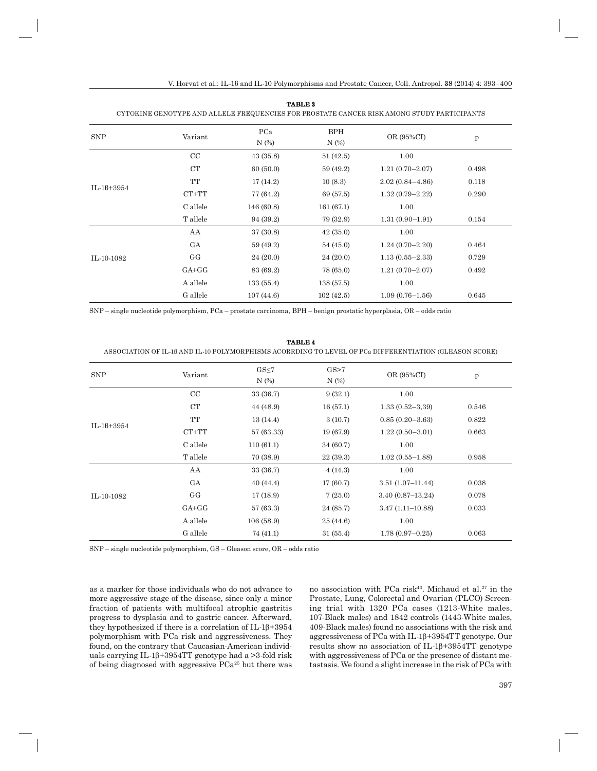**TABLE 3**
CYTOKINE GENOTYPE AND ALLELE FREQUENCIES FOR PROSTATE CANCER RISK AMONG STUDY PARTICIPANTS

| SNP | Variant | PCa N (%) | BPH N (%) | OR (95%CI) | p |
|---|---|---|---|---|---|
| IL-1β+3954 | CC | 43 (35.8) | 51 (42.5) | 1.00 | |
| | CT | 60 (50.0) | 59 (49.2) | 1.21 (0.70–2.07) | 0.498 |
| | TT | 17 (14.2) | 10 (8.3) | 2.02 (0.84–4.86) | 0.118 |
| | CT+TT | 77 (64.2) | 69 (57.5) | 1.32 (0.79–2.22) | 0.290 |
| | C allele | 146 (60.8) | 161 (67.1) | 1.00 | |
| | T allele | 94 (39.2) | 79 (32.9) | 1.31 (0.90–1.91) | 0.154 |
| IL-10-1082 | AA | 37 (30.8) | 42 (35.0) | 1.00 | |
| | GA | 59 (49.2) | 54 (45.0) | 1.24 (0.70–2.20) | 0.464 |
| | GG | 24 (20.0) | 24 (20.0) | 1.13 (0.55–2.33) | 0.729 |
| | GA+GG | 83 (69.2) | 78 (65.0) | 1.21 (0.70–2.07) | 0.492 |
| | A allele | 133 (55.4) | 138 (57.5) | 1.00 | |
| | G allele | 107 (44.6) | 102 (42.5) | 1.09 (0.76–1.56) | 0.645 |

SNP – single nucleotide polymorphism, PCa – prostate carcinoma, BPH – benign prostatic hyperplasia, OR – odds ratio

**TABLE 4**
ASSOCIATION OF IL-1β AND IL-10 POLYMORPHISMS ACORRDING TO LEVEL OF PCa DIFFERENTIATION (GLEASON SCORE)

| SNP | Variant | GS≤7 N (%) | GS>7 N (%) | OR (95%CI) | p |
|---|---|---|---|---|---|
| IL-1β+3954 | CC | 33 (36.7) | 9 (32.1) | 1.00 | |
| | CT | 44 (48.9) | 16 (57.1) | 1.33 (0.52–3,39) | 0.546 |
| | TT | 13 (14.4) | 3 (10.7) | 0.85 (0.20–3.63) | 0.822 |
| | CT+TT | 57 (63.33) | 19 (67.9) | 1.22 (0.50–3.01) | 0.663 |
| | C allele | 110 (61.1) | 34 (60.7) | 1.00 | |
| | T allele | 70 (38.9) | 22 (39.3) | 1.02 (0.55–1.88) | 0.958 |
| IL-10-1082 | AA | 33 (36.7) | 4 (14.3) | 1.00 | |
| | GA | 40 (44.4) | 17 (60.7) | 3.51 (1.07–11.44) | 0.038 |
| | GG | 17 (18.9) | 7 (25.0) | 3.40 (0.87–13.24) | 0.078 |
| | GA+GG | 57 (63.3) | 24 (85.7) | 3.47 (1.11–10.88) | 0.033 |
| | A allele | 106 (58.9) | 25 (44.6) | 1.00 | |
| | G allele | 74 (41.1) | 31 (55.4) | 1.78 (0.97–0.25) | 0.063 |

SNP – single nucleotide polymorphism, GS – Gleason score, OR – odds ratio

as a marker for those individuals who do not advance to more aggressive stage of the disease, since only a minor fraction of patients with multifocal atrophic gastritis progress to dysplasia and to gastric cancer. Afterward, they hypothesized if there is a correlation of IL-1β+3954 polymorphism with PCa risk and aggressiveness. They found, on the contrary that Caucasian-American individuals carrying IL-1β+3954TT genotype had a >3-fold risk of being diagnosed with aggressive PCa[25] but there was no association with PCa risk[40]. Michaud et al.[27] in the Prostate, Lung, Colorectal and Ovarian (PLCO) Screening trial with 1320 PCa cases (1213-White males, 107-Black males) and 1842 controls (1443-White males, 409-Black males) found no associations with the risk and aggressiveness of PCa with IL-1β+3954TT genotype. Our results show no association of IL-1β+3954TT genotype with aggressiveness of PCa or the presence of distant metastasis. We found a slight increase in the risk of PCa with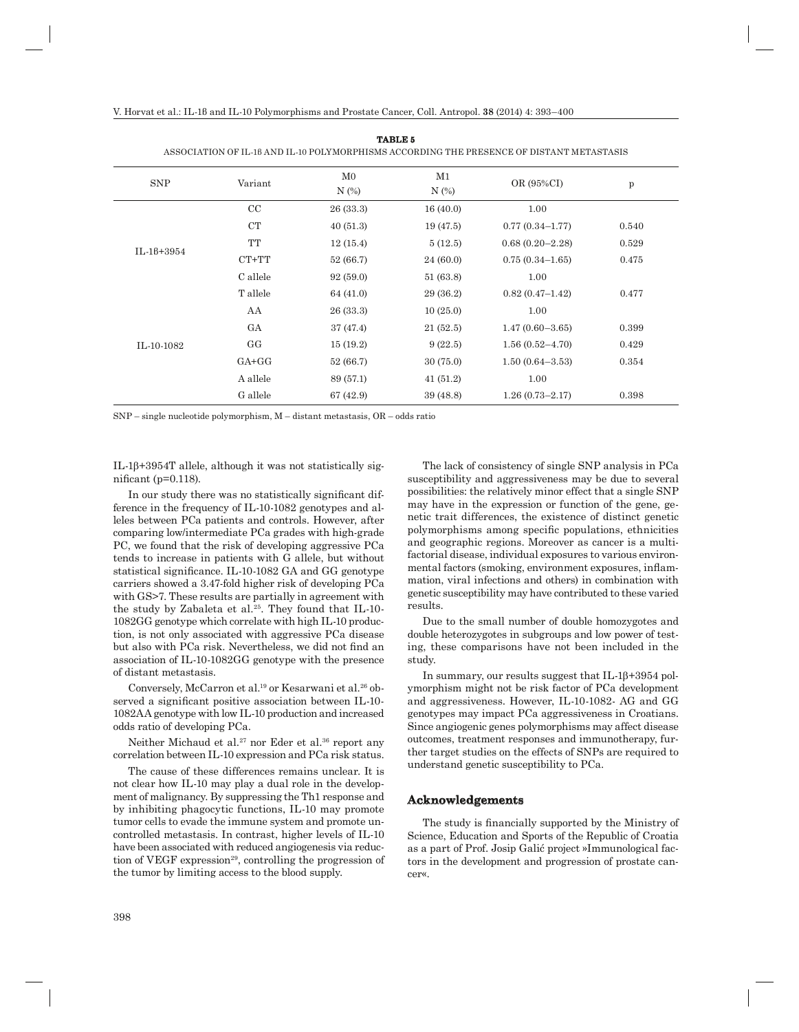**TABLE 5**
ASSOCIATION OF IL-1β AND IL-10 POLYMORPHISMS ACCORDING THE PRESENCE OF DISTANT METASTASIS

| SNP | Variant | M0 N (%) | M1 N (%) | OR (95%CI) | p |
|---|---|---|---|---|---|
| IL-1β+3954 | CC | 26 (33.3) | 16 (40.0) | 1.00 | |
| | CT | 40 (51.3) | 19 (47.5) | 0.77 (0.34–1.77) | 0.540 |
| | TT | 12 (15.4) | 5 (12.5) | 0.68 (0.20–2.28) | 0.529 |
| | CT+TT | 52 (66.7) | 24 (60.0) | 0.75 (0.34–1.65) | 0.475 |
| | C allele | 92 (59.0) | 51 (63.8) | 1.00 | |
| | T allele | 64 (41.0) | 29 (36.2) | 0.82 (0.47–1.42) | 0.477 |
| IL-10-1082 | AA | 26 (33.3) | 10 (25.0) | 1.00 | |
| | GA | 37 (47.4) | 21 (52.5) | 1.47 (0.60–3.65) | 0.399 |
| | GG | 15 (19.2) | 9 (22.5) | 1.56 (0.52–4.70) | 0.429 |
| | GA+GG | 52 (66.7) | 30 (75.0) | 1.50 (0.64–3.53) | 0.354 |
| | A allele | 89 (57.1) | 41 (51.2) | 1.00 | |
| | G allele | 67 (42.9) | 39 (48.8) | 1.26 (0.73–2.17) | 0.398 |

SNP – single nucleotide polymorphism, M – distant metastasis, OR – odds ratio

IL-1β+3954T allele, although it was not statistically significant (p=0.118).

In our study there was no statistically significant difference in the frequency of IL-10-1082 genotypes and alleles between PCa patients and controls. However, after comparing low/intermediate PCa grades with high-grade PC, we found that the risk of developing aggressive PCa tends to increase in patients with G allele, but without statistical significance. IL-10-1082 GA and GG genotype carriers showed a 3.47-fold higher risk of developing PCa with GS>7. These results are partially in agreement with the study by Zabaleta et al.[25]. They found that IL-10-1082GG genotype which correlate with high IL-10 production, is not only associated with aggressive PCa disease but also with PCa risk. Nevertheless, we did not find an association of IL-10-1082GG genotype with the presence of distant metastasis.

Conversely, McCarron et al.[19] or Kesarwani et al.[26] observed a significant positive association between IL-10-1082AA genotype with low IL-10 production and increased odds ratio of developing PCa.

Neither Michaud et al.[27] nor Eder et al.[36] report any correlation between IL-10 expression and PCa risk status.

The cause of these differences remains unclear. It is not clear how IL-10 may play a dual role in the development of malignancy. By suppressing the Th1 response and by inhibiting phagocytic functions, IL-10 may promote tumor cells to evade the immune system and promote uncontrolled metastasis. In contrast, higher levels of IL-10 have been associated with reduced angiogenesis via reduction of VEGF expression[29], controlling the progression of the tumor by limiting access to the blood supply.

The lack of consistency of single SNP analysis in PCa susceptibility and aggressiveness may be due to several possibilities: the relatively minor effect that a single SNP may have in the expression or function of the gene, genetic trait differences, the existence of distinct genetic polymorphisms among specific populations, ethnicities and geographic regions. Moreover as cancer is a multifactorial disease, individual exposures to various environmental factors (smoking, environment exposures, inflammation, viral infections and others) in combination with genetic susceptibility may have contributed to these varied results.

Due to the small number of double homozygotes and double heterozygotes in subgroups and low power of testing, these comparisons have not been included in the study.

In summary, our results suggest that IL-1β+3954 polymorphism might not be risk factor of PCa development and aggressiveness. However, IL-10-1082- AG and GG genotypes may impact PCa aggressiveness in Croatians. Since angiogenic genes polymorphisms may affect disease outcomes, treatment responses and immunotherapy, further target studies on the effects of SNPs are required to understand genetic susceptibility to PCa.

## Acknowledgements

The study is financially supported by the Ministry of Science, Education and Sports of the Republic of Croatia as a part of Prof. Josip Galić project »Immunological factors in the development and progression of prostate cancer«.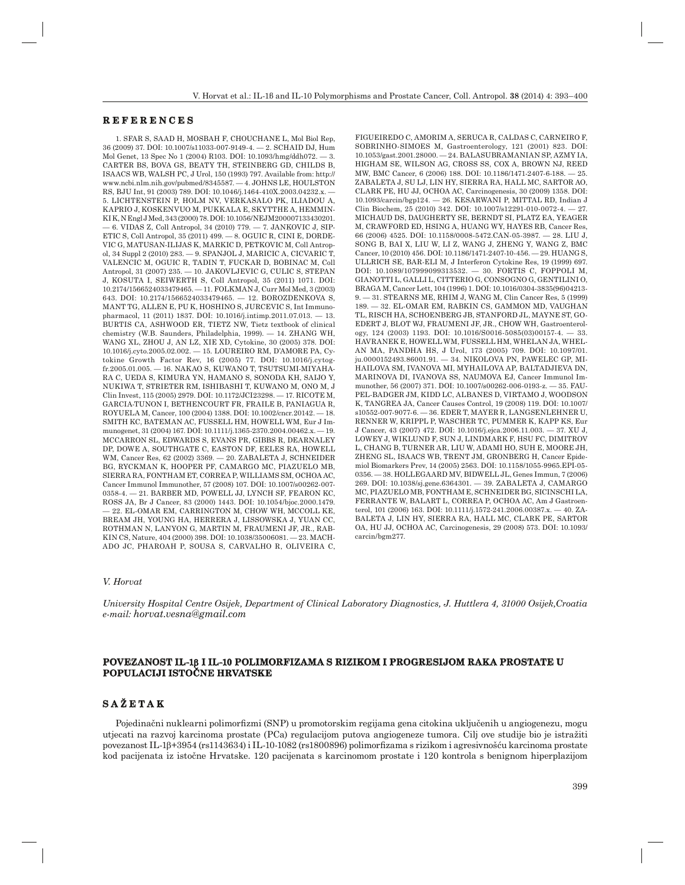## REFERENCES

1. SFAR S, SAAD H, MOSBAH F, CHOUCHANE L, Mol Biol Rep, 36 (2009) 37. DOI: 10.1007/s11033-007-9149-4. — 2. SCHAID DJ, Hum Mol Genet, 13 Spec No 1 (2004) R103. DOI: 10.1093/hmg/ddh072. — 3. CARTER BS, BOVA GS, BEATY TH, STEINBERG GD, CHILDS B, ISAACS WB, WALSH PC, J Urol, 150 (1993) 797. Available from: http://www.ncbi.nlm.nih.gov/pubmed/8345587. — 4. JOHNS LE, HOULSTON RS, BJU Int, 91 (2003) 789. DOI: 10.1046/j.1464-410X.2003.04232.x. — 5. LICHTENSTEIN P, HOLM NV, VERKASALO PK, ILIADOU A, KAPRIO J, KOSKENVUO M, PUKKALA E, SKYTTHE A, HEMMINKI K, N Engl J Med, 343 (2000) 78. DOI: 10.1056/NEJM200007133430201. — 6. VIDAS Z, Coll Antropol, 34 (2010) 779. — 7. JANKOVIC J, SIPETIC S, Coll Antropol, 35 (2011) 499. — 8. OGUIC R, CINI E, DORDEVIC G, MATUSAN-ILIJAS K, MARKIC D, PETKOVIC M, Coll Antropol, 34 Suppl 2 (2010) 283. — 9. SPANJOL J, MARICIC A, CICVARIC T, VALENCIC M, OGUIC R, TADIN T, FUCKAR D, BOBINAC M, Coll Antropol, 31 (2007) 235. — 10. JAKOVLJEVIC G, CULIC S, STEPAN J, KOSUTA I, SEIWERTH S, Coll Antropol, 35 (2011) 1071. DOI: 10.2174/1566524033479465. — 11. FOLKMAN J, Curr Mol Med, 3 (2003) 643. DOI: 10.2174/1566524033479465. — 12. BOROZDENKOVA S, MANT TG, ALLEN E, PU K, HOSHINO S, JURCEVIC S, Int Immunopharmacol, 11 (2011) 1837. DOI: 10.1016/j.intimp.2011.07.013. — 13. BURTIS CA, ASHWOOD ER, TIETZ NW, Tietz textbook of clinical chemistry (W.B. Saunders, Philadelphia, 1999). — 14. ZHANG WH, WANG XL, ZHOU J, AN LZ, XIE XD, Cytokine, 30 (2005) 378. DOI: 10.1016/j.cyto.2005.02.002. — 15. LOUREIRO RM, D'AMORE PA, Cytokine Growth Factor Rev, 16 (2005) 77. DOI: 10.1016/j.cytogfr.2005.01.005. — 16. NAKAO S, KUWANO T, TSUTSUMI-MIYAHARA C, UEDA S, KIMURA YN, HAMANO S, SONODA KH, SAIJO Y, NUKIWA T, STRIETER RM, ISHIBASHI T, KUWANO M, ONO M, J Clin Invest, 115 (2005) 2979. DOI: 10.1172/JCI23298. — 17. RICOTE M, GARCIA-TUNON I, BETHENCOURT FR, FRAILE B, PANIAGUA R, ROYUELA M, Cancer, 100 (2004) 1388. DOI: 10.1002/cncr.20142. — 18. SMITH KC, BATEMAN AC, FUSSELL HM, HOWELL WM, Eur J Immunogenet, 31 (2004) 167. DOI: 10.1111/j.1365-2370.2004.00462.x. — 19. MCCARRON SL, EDWARDS S, EVANS PR, GIBBS R, DEARNALEY DP, DOWE A, SOUTHGATE C, EASTON DF, EELES RA, HOWELL WM, Cancer Res, 62 (2002) 3369. — 20. ZABALETA J, SCHNEIDER BG, RYCKMAN K, HOOPER PF, CAMARGO MC, PIAZUELO MB, SIERRA RA, FONTHAM ET, CORREA P, WILLIAMS SM, OCHOA AC, Cancer Immunol Immunother, 57 (2008) 107. DOI: 10.1007/s00262-007-0358-4. — 21. BARBER MD, POWELL JJ, LYNCH SF, FEARON KC, ROSS JA, Br J Cancer, 83 (2000) 1443. DOI: 10.1054/bjoc.2000.1479. — 22. EL-OMAR EM, CARRINGTON M, CHOW WH, MCCOLL KE, BREAM JH, YOUNG HA, HERRERA J, LISSOWSKA J, YUAN CC, ROTHMAN N, LANYON G, MARTIN M, FRAUMENI JF, JR., RABKIN CS, Nature, 404 (2000) 398. DOI: 10.1038/35006081. — 23. MACHADO JC, PHAROAH P, SOUSA S, CARVALHO R, OLIVEIRA C, FIGUEIREDO C, AMORIM A, SERUCA R, CALDAS C, CARNEIRO F, SOBRINHO-SIMOES M, Gastroenterology, 121 (2001) 823. DOI: 10.1053/gast.2001.28000. — 24. BALASUBRAMANIAN SP, AZMY IA, HIGHAM SE, WILSON AG, CROSS SS, COX A, BROWN NJ, REED MW, BMC Cancer, 6 (2006) 188. DOI: 10.1186/1471-2407-6-188. — 25. ZABALETA J, SU LJ, LIN HY, SIERRA RA, HALL MC, SARTOR AO, CLARK PE, HU JJ, OCHOA AC, Carcinogenesis, 30 (2009) 1358. DOI: 10.1093/carcin/bgp124. — 26. KESARWANI P, MITTAL RD, Indian J Clin Biochem, 25 (2010) 342. DOI: 10.1007/s12291-010-0072-4. — 27. MICHAUD DS, DAUGHERTY SE, BERNDT SI, PLATZ EA, YEAGER M, CRAWFORD ED, HSING A, HUANG WY, HAYES RB, Cancer Res, 66 (2006) 4525. DOI: 10.1158/0008-5472.CAN-05-3987. — 28. LIU J, SONG B, BAI X, LIU W, LI Z, WANG J, ZHENG Y, WANG Z, BMC Cancer, 10 (2010) 456. DOI: 10.1186/1471-2407-10-456. — 29. HUANG S, ULLRICH SE, BAR-ELI M, J Interferon Cytokine Res, 19 (1999) 697. DOI: 10.1089/107999099313532. — 30. FORTIS C, FOPPOLI M, GIANOTTI L, GALLI L, CITTERIO G, CONSOGNO G, GENTILINI O, BRAGA M, Cancer Lett, 104 (1996) 1. DOI: 10.1016/0304-3835(96)04213-9. — 31. STEARNS ME, RHIM J, WANG M, Clin Cancer Res, 5 (1999) 189. — 32. EL-OMAR EM, RABKIN CS, GAMMON MD, VAUGHAN TL, RISCH HA, SCHOENBERG JB, STANFORD JL, MAYNE ST, GOEDERT J, BLOT WJ, FRAUMENI JF, JR., CHOW WH, Gastroenterology, 124 (2003) 1193. DOI: 10.1016/S0016-5085(03)00157-4. — 33. HAVRANEK E, HOWELL WM, FUSSELL HM, WHELAN JA, WHELAN MA, PANDHA HS, J Urol, 173 (2005) 709. DOI: 10.1097/01.ju.0000152493.86001.91. — 34. NIKOLOVA PN, PAWELEC GP, MIHAILOVA SM, IVANOVA MI, MYHAILOVA AP, BALTADJIEVA DN, MARINOVA DI, IVANOVA SS, NAUMOVA EJ, Cancer Immunol Immunother, 56 (2007) 371. DOI: 10.1007/s00262-006-0193-z. — 35. FAUPEL-BADGER JM, KIDD LC, ALBANES D, VIRTAMO J, WOODSON K, TANGREA JA, Cancer Causes Control, 19 (2008) 119. DOI: 10.1007/s10552-007-9077-6. — 36. EDER T, MAYER R, LANGSENLEHNER U, RENNER W, KRIPPL P, WASCHER TC, PUMMER K, KAPP KS, Eur J Cancer, 43 (2007) 472. DOI: 10.1016/j.ejca.2006.11.003. — 37. XU J, LOWEY J, WIKLUND F, SUN J, LINDMARK F, HSU FC, DIMITROV L, CHANG B, TURNER AR, LIU W, ADAMI HO, SUH E, MOORE JH, ZHENG SL, ISAACS WB, TRENT JM, GRONBERG H, Cancer Epidemiol Biomarkers Prev, 14 (2005) 2563. DOI: 10.1158/1055-9965.EPI-05-0356. — 38. HOLLEGAARD MV, BIDWELL JL, Genes Immun, 7 (2006) 269. DOI: 10.1038/sj.gene.6364301. — 39. ZABALETA J, CAMARGO MC, PIAZUELO MB, FONTHAM E, SCHNEIDER BG, SICINSCHI LA, FERRANTE W, BALART L, CORREA P, OCHOA AC, Am J Gastroenterol, 101 (2006) 163. DOI: 10.1111/j.1572-241.2006.00387.x. — 40. ZABALETA J, LIN HY, SIERRA RA, HALL MC, CLARK PE, SARTOR OA, HU JJ, OCHOA AC, Carcinogenesis, 29 (2008) 573. DOI: 10.1093/carcin/bgm277.

*V. Horvat*

*University Hospital Centre Osijek, Department of Clinical Laboratory Diagnostics, J. Huttlera 4, 31000 Osijek,Croatia*
*e-mail: horvat.vesna@gmail.com*

## POVEZANOST IL-1β I IL-10 POLIMORFIZAMA S RIZIKOM I PROGRESIJOM RAKA PROSTATE U POPULACIJI ISTOČNE HRVATSKE

## SAŽETAK

Pojedinačni nuklearni polimorfizmi (SNP) u promotorskim regijama gena citokina uključenih u angiogenezu, mogu utjecati na razvoj karcinoma prostate (PCa) regulacijom putova angiogeneze tumora. Cilj ove studije bio je istražiti povezanost IL-1β+3954 (rs1143634) i IL-10-1082 (rs1800896) polimorfizama s rizikom i agresivnošću karcinoma prostate kod pacijenata iz istočne Hrvatske. 120 pacijenata s karcinomom prostate i 120 kontrola s benignom hiperplazijom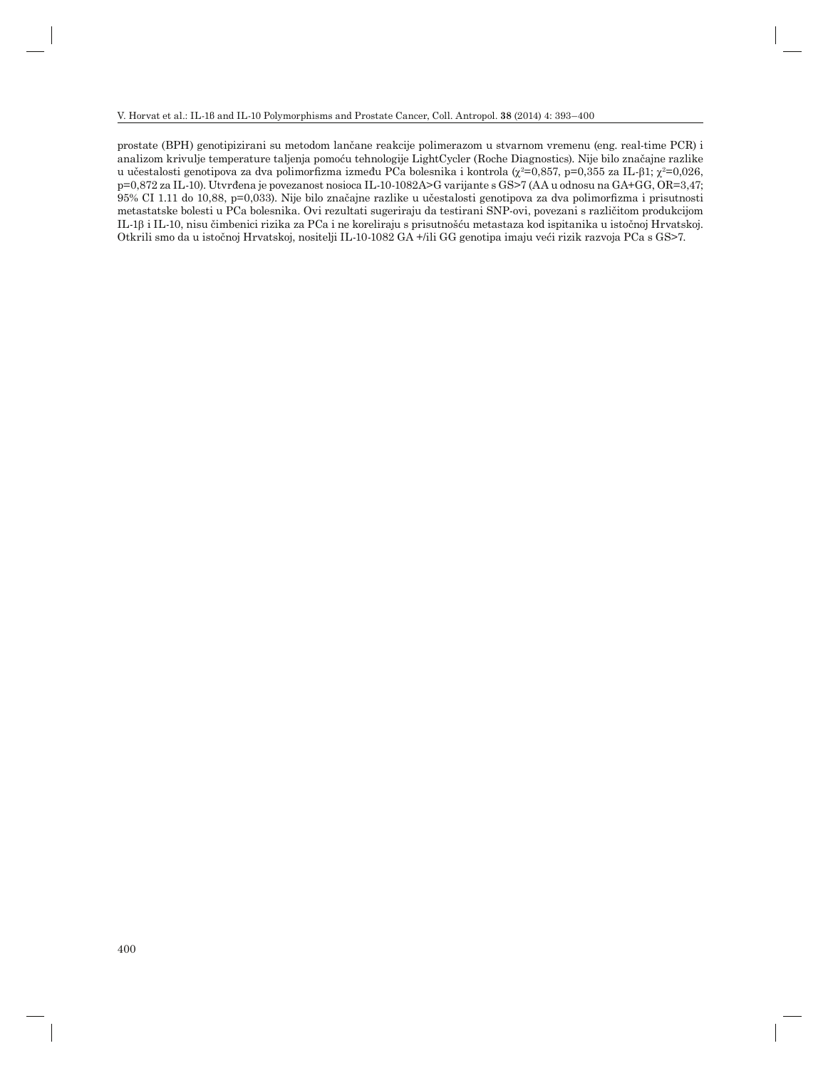prostate (BPH) genotipizirani su metodom lančane reakcije polimerazom u stvarnom vremenu (eng. real-time PCR) i analizom krivulje temperature taljenja pomoću tehnologije LightCycler (Roche Diagnostics). Nije bilo značajne razlike u učestalosti genotipova za dva polimorfizma između PCa bolesnika i kontrola ($\chi^2$=0,857, p=0,355 za IL-β1; $\chi^2$=0,026, p=0,872 za IL-10). Utvrđena je povezanost nosioca IL-10-1082A>G varijante s GS>7 (AA u odnosu na GA+GG, OR=3,47; 95% CI 1.11 do 10,88, p=0,033). Nije bilo značajne razlike u učestalosti genotipova za dva polimorfizma i prisutnosti metastatske bolesti u PCa bolesnika. Ovi rezultati sugeriraju da testirani SNP-ovi, povezani s različitom produkcijom IL-1β i IL-10, nisu čimbenici rizika za PCa i ne koreliraju s prisutnošću metastaza kod ispitanika u istočnoj Hrvatskoj. Otkrili smo da u istočnoj Hrvatskoj, nositelji IL-10-1082 GA +/ili GG genotipa imaju veći rizik razvoja PCa s GS>7.